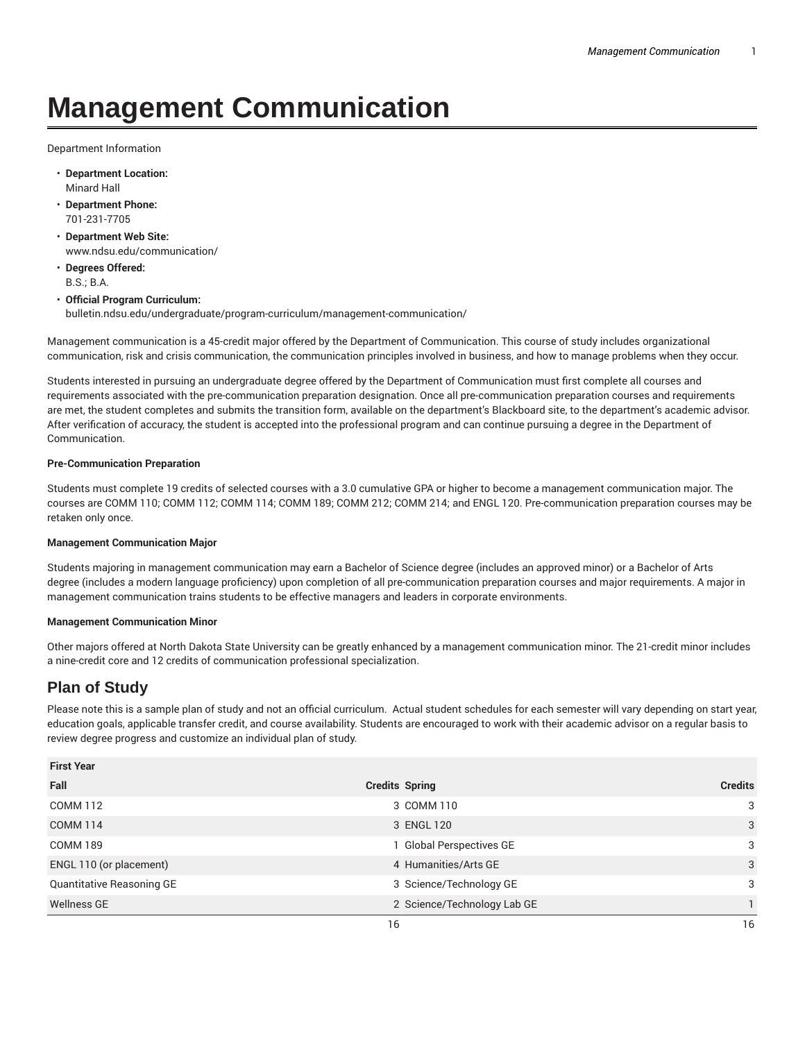# Management Communication

Department Information

- **Department Location:**
  Minard Hall
- **Department Phone:**
  701-231-7705
- **Department Web Site:**
  www.ndsu.edu/communication/
- **Degrees Offered:**
  B.S.; B.A.
- **Official Program Curriculum:**
  bulletin.ndsu.edu/undergraduate/program-curriculum/management-communication/

Management communication is a 45-credit major offered by the Department of Communication. This course of study includes organizational communication, risk and crisis communication, the communication principles involved in business, and how to manage problems when they occur.

Students interested in pursuing an undergraduate degree offered by the Department of Communication must first complete all courses and requirements associated with the pre-communication preparation designation. Once all pre-communication preparation courses and requirements are met, the student completes and submits the transition form, available on the department's Blackboard site, to the department's academic advisor. After verification of accuracy, the student is accepted into the professional program and can continue pursuing a degree in the Department of Communication.

**Pre-Communication Preparation**

Students must complete 19 credits of selected courses with a 3.0 cumulative GPA or higher to become a management communication major. The courses are COMM 110; COMM 112; COMM 114; COMM 189; COMM 212; COMM 214; and ENGL 120. Pre-communication preparation courses may be retaken only once.

**Management Communication Major**

Students majoring in management communication may earn a Bachelor of Science degree (includes an approved minor) or a Bachelor of Arts degree (includes a modern language proficiency) upon completion of all pre-communication preparation courses and major requirements. A major in management communication trains students to be effective managers and leaders in corporate environments.

**Management Communication Minor**

Other majors offered at North Dakota State University can be greatly enhanced by a management communication minor. The 21-credit minor includes a nine-credit core and 12 credits of communication professional specialization.

## Plan of Study

Please note this is a sample plan of study and not an official curriculum. Actual student schedules for each semester will vary depending on start year, education goals, applicable transfer credit, and course availability. Students are encouraged to work with their academic advisor on a regular basis to review degree progress and customize an individual plan of study.

| First Year | | | |
|---|---|---|---|
| **Fall** | **Credits** | **Spring** | **Credits** |
| COMM 112 | 3 | COMM 110 | 3 |
| COMM 114 | 3 | ENGL 120 | 3 |
| COMM 189 | 1 | Global Perspectives GE | 3 |
| ENGL 110 (or placement) | 4 | Humanities/Arts GE | 3 |
| Quantitative Reasoning GE | 3 | Science/Technology GE | 3 |
| Wellness GE | 2 | Science/Technology Lab GE | 1 |
| | 16 | | 16 |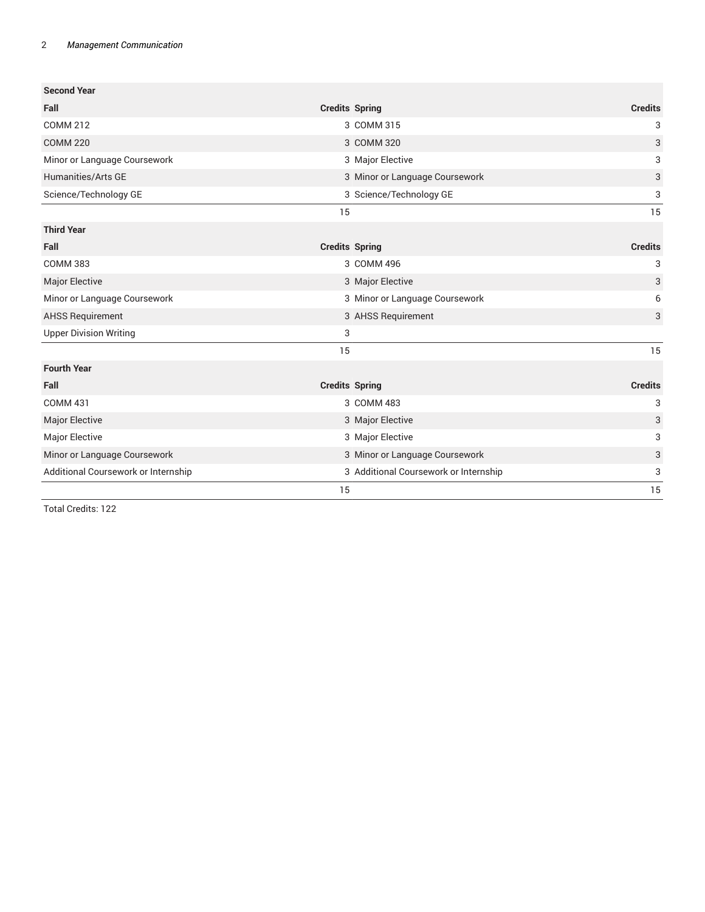| Second Year | | | |
|---|---|---|---|
| Fall | Credits | Spring | Credits |
| COMM 212 | 3 | COMM 315 | 3 |
| COMM 220 | 3 | COMM 320 | 3 |
| Minor or Language Coursework | 3 | Major Elective | 3 |
| Humanities/Arts GE | 3 | Minor or Language Coursework | 3 |
| Science/Technology GE | 3 | Science/Technology GE | 3 |
| | 15 | | 15 |
| **Third Year** | | | |
| Fall | Credits | Spring | Credits |
| COMM 383 | 3 | COMM 496 | 3 |
| Major Elective | 3 | Major Elective | 3 |
| Minor or Language Coursework | 3 | Minor or Language Coursework | 6 |
| AHSS Requirement | 3 | AHSS Requirement | 3 |
| Upper Division Writing | 3 | | |
| | 15 | | 15 |
| **Fourth Year** | | | |
| Fall | Credits | Spring | Credits |
| COMM 431 | 3 | COMM 483 | 3 |
| Major Elective | 3 | Major Elective | 3 |
| Major Elective | 3 | Major Elective | 3 |
| Minor or Language Coursework | 3 | Minor or Language Coursework | 3 |
| Additional Coursework or Internship | 3 | Additional Coursework or Internship | 3 |
| | 15 | | 15 |

Total Credits: 122